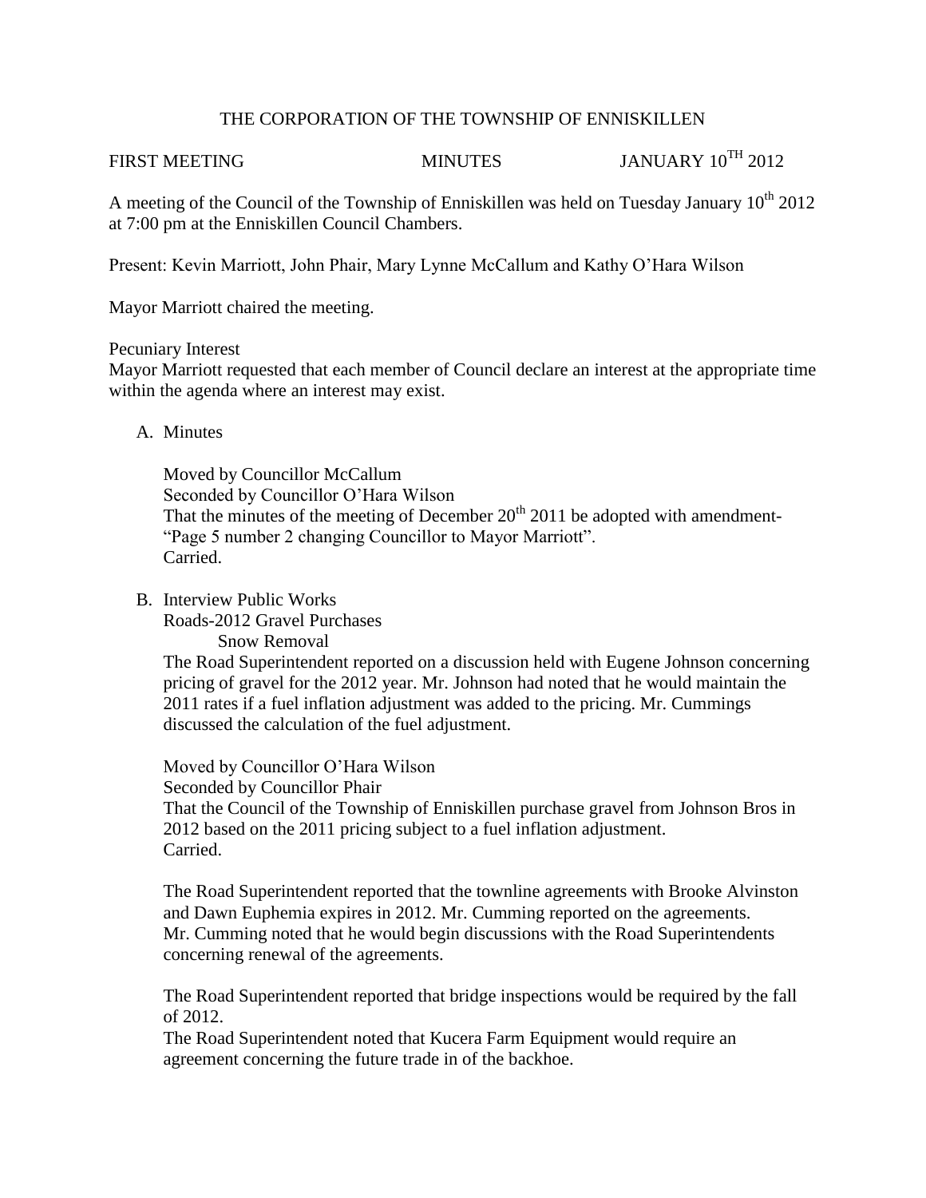THE CORPORATION OF THE TOWNSHIP OF ENNISKILLEN

FIRST MEETING MINUTES JANUARY 10TH 2012

A meeting of the Council of the Township of Enniskillen was held on Tuesday January 10th 2012 at 7:00 pm at the Enniskillen Council Chambers.

Present: Kevin Marriott, John Phair, Mary Lynne McCallum and Kathy O'Hara Wilson

Mayor Marriott chaired the meeting.

Pecuniary Interest
Mayor Marriott requested that each member of Council declare an interest at the appropriate time within the agenda where an interest may exist.

A. Minutes

Moved by Councillor McCallum
Seconded by Councillor O'Hara Wilson
That the minutes of the meeting of December 20th 2011 be adopted with amendment- "Page 5 number 2 changing Councillor to Mayor Marriott".
Carried.

B. Interview Public Works
Roads-2012 Gravel Purchases
Snow Removal
The Road Superintendent reported on a discussion held with Eugene Johnson concerning pricing of gravel for the 2012 year. Mr. Johnson had noted that he would maintain the 2011 rates if a fuel inflation adjustment was added to the pricing. Mr. Cummings discussed the calculation of the fuel adjustment.

Moved by Councillor O'Hara Wilson
Seconded by Councillor Phair
That the Council of the Township of Enniskillen purchase gravel from Johnson Bros in 2012 based on the 2011 pricing subject to a fuel inflation adjustment.
Carried.

The Road Superintendent reported that the townline agreements with Brooke Alvinston and Dawn Euphemia expires in 2012. Mr. Cumming reported on the agreements. Mr. Cumming noted that he would begin discussions with the Road Superintendents concerning renewal of the agreements.

The Road Superintendent reported that bridge inspections would be required by the fall of 2012.
The Road Superintendent noted that Kucera Farm Equipment would require an agreement concerning the future trade in of the backhoe.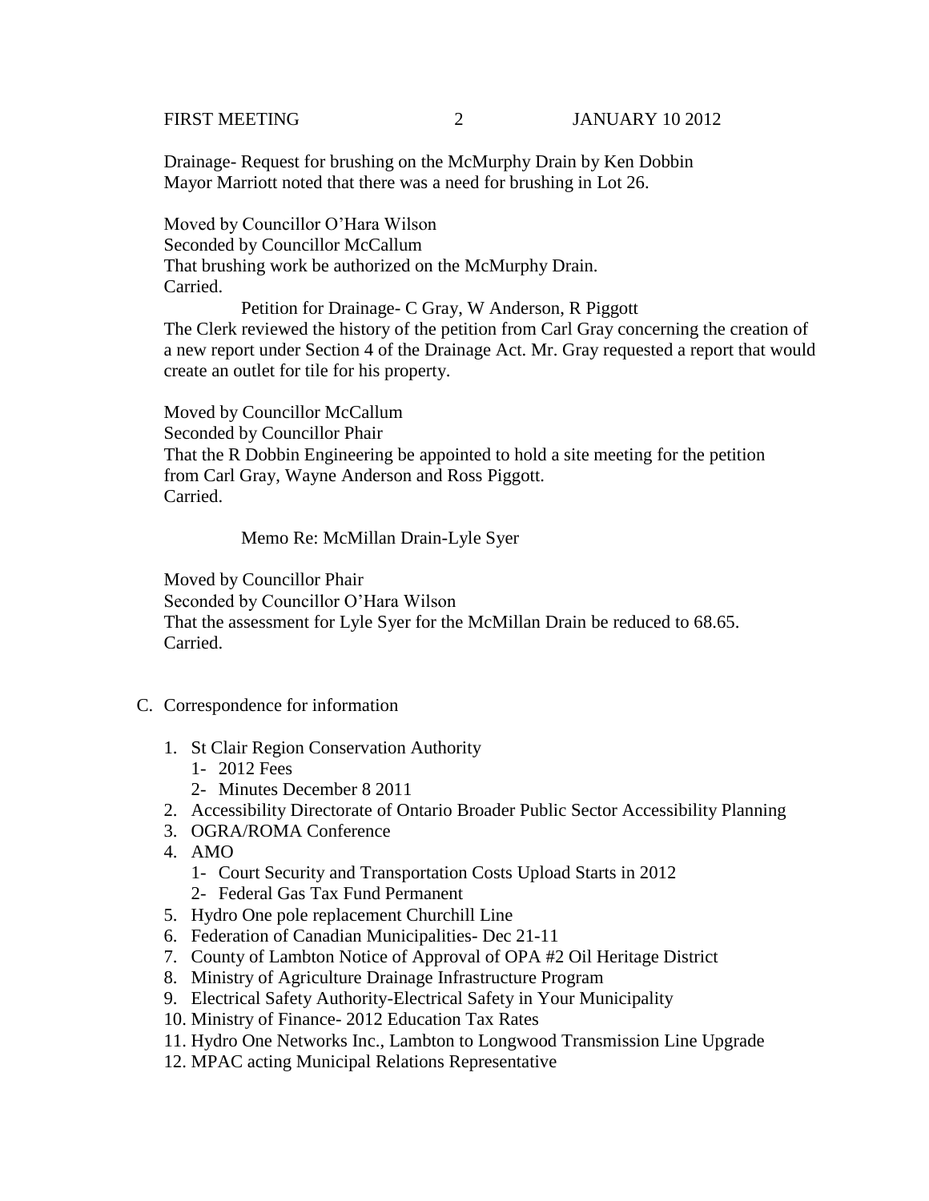Drainage- Request for brushing on the McMurphy Drain by Ken Dobbin
Mayor Marriott noted that there was a need for brushing in Lot 26.

Moved by Councillor O'Hara Wilson
Seconded by Councillor McCallum
That brushing work be authorized on the McMurphy Drain.
Carried.

Petition for Drainage- C Gray, W Anderson, R Piggott

The Clerk reviewed the history of the petition from Carl Gray concerning the creation of a new report under Section 4 of the Drainage Act. Mr. Gray requested a report that would create an outlet for tile for his property.

Moved by Councillor McCallum
Seconded by Councillor Phair
That the R Dobbin Engineering be appointed to hold a site meeting for the petition from Carl Gray, Wayne Anderson and Ross Piggott.
Carried.

Memo Re: McMillan Drain-Lyle Syer

Moved by Councillor Phair
Seconded by Councillor O'Hara Wilson
That the assessment for Lyle Syer for the McMillan Drain be reduced to 68.65.
Carried.

C. Correspondence for information

1. St Clair Region Conservation Authority
   1- 2012 Fees
   2- Minutes December 8 2011
2. Accessibility Directorate of Ontario Broader Public Sector Accessibility Planning
3. OGRA/ROMA Conference
4. AMO
   1- Court Security and Transportation Costs Upload Starts in 2012
   2- Federal Gas Tax Fund Permanent
5. Hydro One pole replacement Churchill Line
6. Federation of Canadian Municipalities- Dec 21-11
7. County of Lambton Notice of Approval of OPA #2 Oil Heritage District
8. Ministry of Agriculture Drainage Infrastructure Program
9. Electrical Safety Authority-Electrical Safety in Your Municipality
10. Ministry of Finance- 2012 Education Tax Rates
11. Hydro One Networks Inc., Lambton to Longwood Transmission Line Upgrade
12. MPAC acting Municipal Relations Representative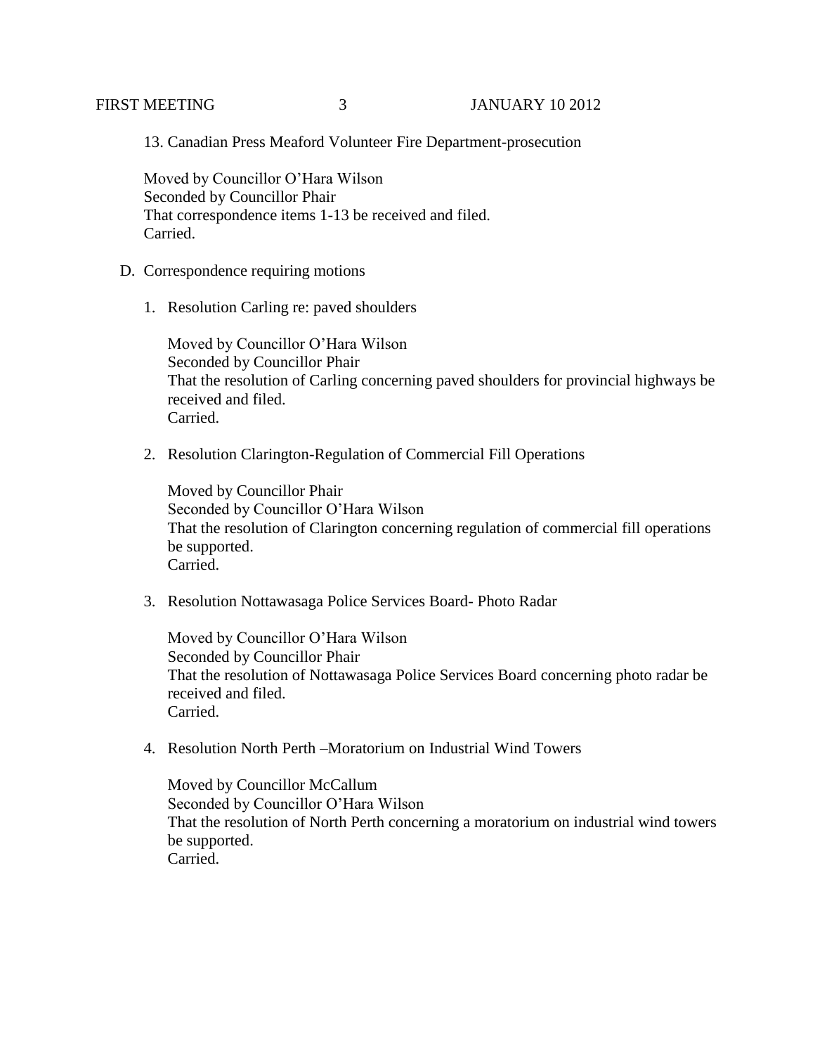13. Canadian Press Meaford Volunteer Fire Department-prosecution

Moved by Councillor O'Hara Wilson
Seconded by Councillor Phair
That correspondence items 1-13 be received and filed.
Carried.

D. Correspondence requiring motions

1. Resolution Carling re: paved shoulders

   Moved by Councillor O'Hara Wilson
   Seconded by Councillor Phair
   That the resolution of Carling concerning paved shoulders for provincial highways be received and filed.
   Carried.

2. Resolution Clarington-Regulation of Commercial Fill Operations

   Moved by Councillor Phair
   Seconded by Councillor O'Hara Wilson
   That the resolution of Clarington concerning regulation of commercial fill operations be supported.
   Carried.

3. Resolution Nottawasaga Police Services Board- Photo Radar

   Moved by Councillor O'Hara Wilson
   Seconded by Councillor Phair
   That the resolution of Nottawasaga Police Services Board concerning photo radar be received and filed.
   Carried.

4. Resolution North Perth –Moratorium on Industrial Wind Towers

   Moved by Councillor McCallum
   Seconded by Councillor O'Hara Wilson
   That the resolution of North Perth concerning a moratorium on industrial wind towers be supported.
   Carried.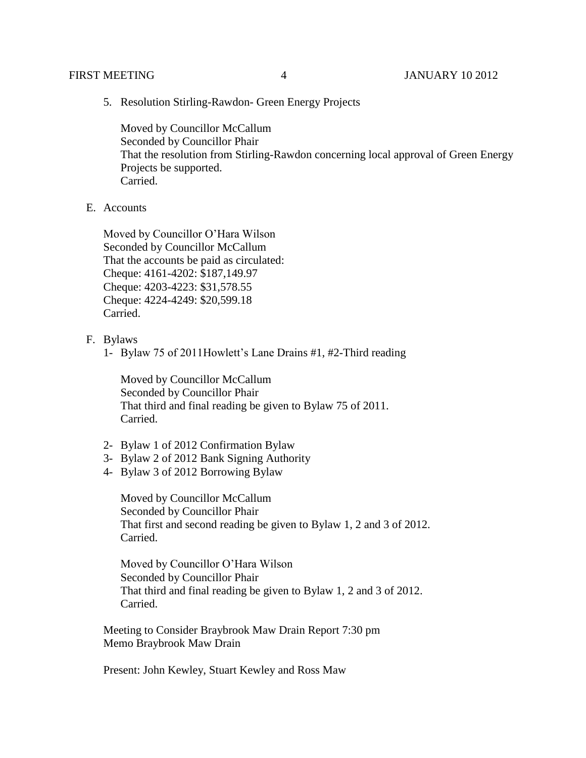5. Resolution Stirling-Rawdon- Green Energy Projects

   Moved by Councillor McCallum
   Seconded by Councillor Phair
   That the resolution from Stirling-Rawdon concerning local approval of Green Energy Projects be supported.
   Carried.

E. Accounts

   Moved by Councillor O'Hara Wilson
   Seconded by Councillor McCallum
   That the accounts be paid as circulated:
   Cheque: 4161-4202: $187,149.97
   Cheque: 4203-4223: $31,578.55
   Cheque: 4224-4249: $20,599.18
   Carried.

F. Bylaws

   1- Bylaw 75 of 2011Howlett's Lane Drains #1, #2-Third reading

      Moved by Councillor McCallum
      Seconded by Councillor Phair
      That third and final reading be given to Bylaw 75 of 2011.
      Carried.

   2- Bylaw 1 of 2012 Confirmation Bylaw
   3- Bylaw 2 of 2012 Bank Signing Authority
   4- Bylaw 3 of 2012 Borrowing Bylaw

      Moved by Councillor McCallum
      Seconded by Councillor Phair
      That first and second reading be given to Bylaw 1, 2 and 3 of 2012.
      Carried.

      Moved by Councillor O'Hara Wilson
      Seconded by Councillor Phair
      That third and final reading be given to Bylaw 1, 2 and 3 of 2012.
      Carried.

   Meeting to Consider Braybrook Maw Drain Report 7:30 pm
   Memo Braybrook Maw Drain

   Present: John Kewley, Stuart Kewley and Ross Maw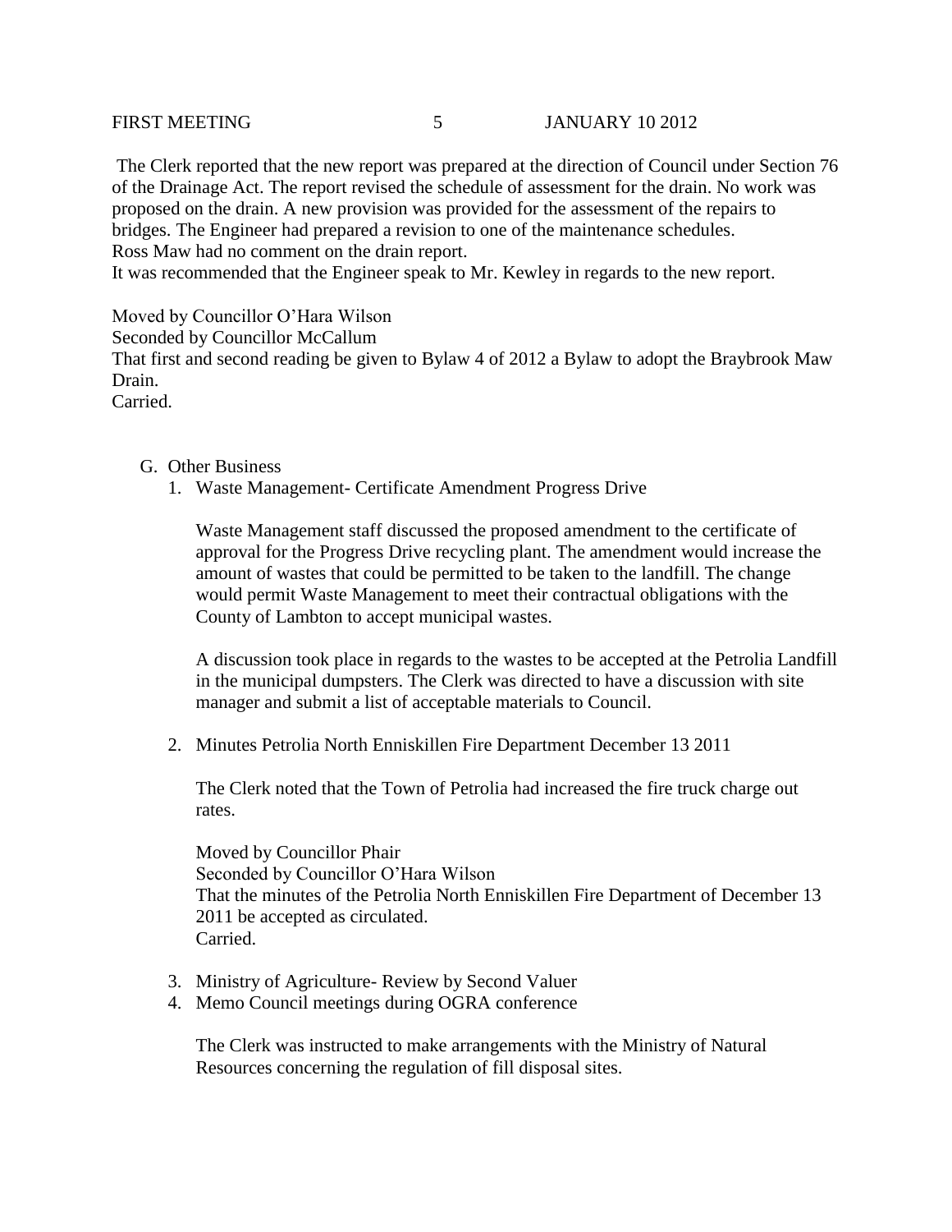The Clerk reported that the new report was prepared at the direction of Council under Section 76 of the Drainage Act. The report revised the schedule of assessment for the drain. No work was proposed on the drain. A new provision was provided for the assessment of the repairs to bridges. The Engineer had prepared a revision to one of the maintenance schedules.
Ross Maw had no comment on the drain report.
It was recommended that the Engineer speak to Mr. Kewley in regards to the new report.

Moved by Councillor O'Hara Wilson
Seconded by Councillor McCallum
That first and second reading be given to Bylaw 4 of 2012 a Bylaw to adopt the Braybrook Maw Drain.
Carried.

G. Other Business
   1. Waste Management- Certificate Amendment Progress Drive

      Waste Management staff discussed the proposed amendment to the certificate of approval for the Progress Drive recycling plant. The amendment would increase the amount of wastes that could be permitted to be taken to the landfill. The change would permit Waste Management to meet their contractual obligations with the County of Lambton to accept municipal wastes.

      A discussion took place in regards to the wastes to be accepted at the Petrolia Landfill in the municipal dumpsters. The Clerk was directed to have a discussion with site manager and submit a list of acceptable materials to Council.

   2. Minutes Petrolia North Enniskillen Fire Department December 13 2011

      The Clerk noted that the Town of Petrolia had increased the fire truck charge out rates.

      Moved by Councillor Phair
      Seconded by Councillor O'Hara Wilson
      That the minutes of the Petrolia North Enniskillen Fire Department of December 13 2011 be accepted as circulated.
      Carried.

   3. Ministry of Agriculture- Review by Second Valuer
   4. Memo Council meetings during OGRA conference

      The Clerk was instructed to make arrangements with the Ministry of Natural Resources concerning the regulation of fill disposal sites.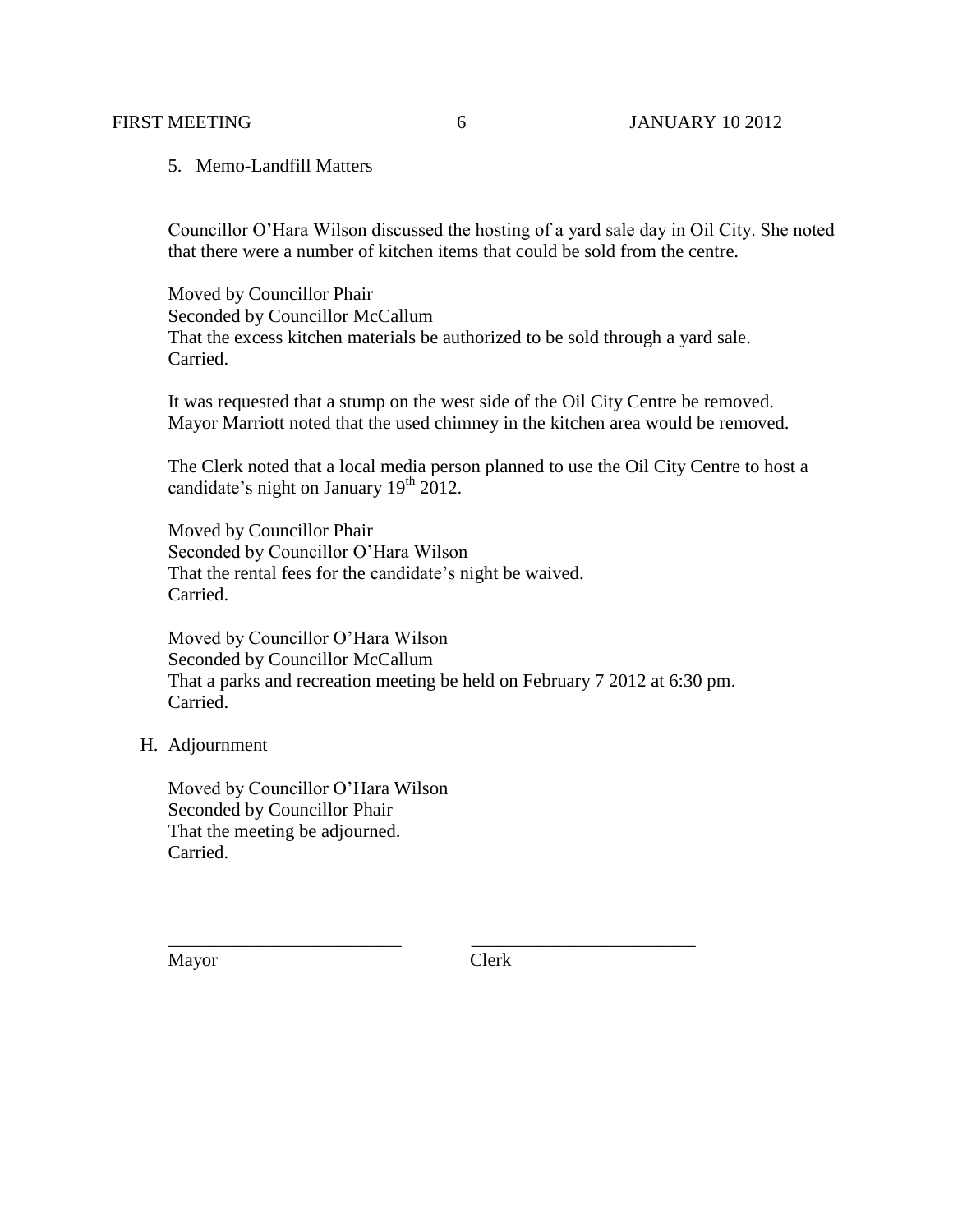5. Memo-Landfill Matters

Councillor O'Hara Wilson discussed the hosting of a yard sale day in Oil City. She noted that there were a number of kitchen items that could be sold from the centre.

Moved by Councillor Phair
Seconded by Councillor McCallum
That the excess kitchen materials be authorized to be sold through a yard sale.
Carried.

It was requested that a stump on the west side of the Oil City Centre be removed.
Mayor Marriott noted that the used chimney in the kitchen area would be removed.

The Clerk noted that a local media person planned to use the Oil City Centre to host a candidate's night on January 19th 2012.

Moved by Councillor Phair
Seconded by Councillor O'Hara Wilson
That the rental fees for the candidate's night be waived.
Carried.

Moved by Councillor O'Hara Wilson
Seconded by Councillor McCallum
That a parks and recreation meeting be held on February 7 2012 at 6:30 pm.
Carried.

H. Adjournment

Moved by Councillor O'Hara Wilson
Seconded by Councillor Phair
That the meeting be adjourned.
Carried.

_________________________ &nbsp;&nbsp;&nbsp;&nbsp; _________________________

Mayor &nbsp;&nbsp;&nbsp;&nbsp;&nbsp;&nbsp;&nbsp;&nbsp;&nbsp;&nbsp;&nbsp;&nbsp;&nbsp;&nbsp;&nbsp;&nbsp;&nbsp;&nbsp;&nbsp;&nbsp;&nbsp;&nbsp;&nbsp;&nbsp;&nbsp;&nbsp;&nbsp;&nbsp;&nbsp; Clerk